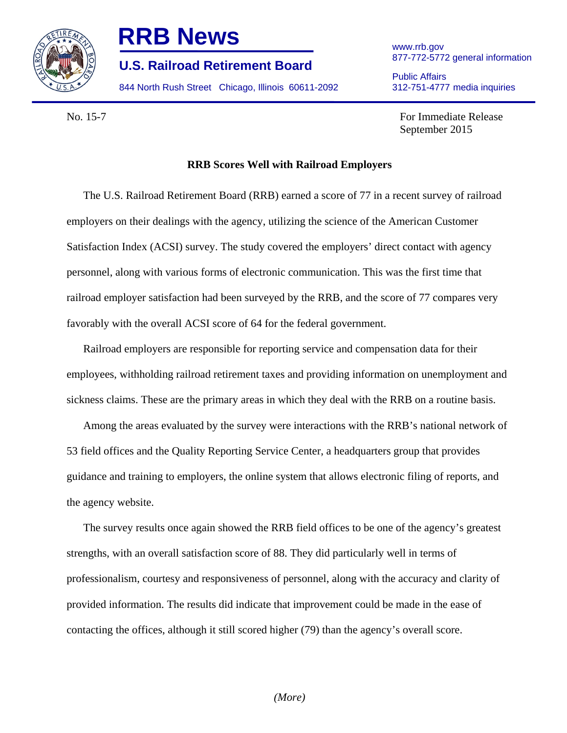# RRB News

## U.S. Railroad Retirement Board

844 North Rush Street Chicago, Illinois 60611-2092

www.rrb.gov
877-772-5772 general information

Public Affairs
312-751-4777 media inquiries

No. 15-7

For Immediate Release
September 2015

**RRB Scores Well with Railroad Employers**

The U.S. Railroad Retirement Board (RRB) earned a score of 77 in a recent survey of railroad employers on their dealings with the agency, utilizing the science of the American Customer Satisfaction Index (ACSI) survey. The study covered the employers' direct contact with agency personnel, along with various forms of electronic communication. This was the first time that railroad employer satisfaction had been surveyed by the RRB, and the score of 77 compares very favorably with the overall ACSI score of 64 for the federal government.

Railroad employers are responsible for reporting service and compensation data for their employees, withholding railroad retirement taxes and providing information on unemployment and sickness claims. These are the primary areas in which they deal with the RRB on a routine basis.

Among the areas evaluated by the survey were interactions with the RRB's national network of 53 field offices and the Quality Reporting Service Center, a headquarters group that provides guidance and training to employers, the online system that allows electronic filing of reports, and the agency website.

The survey results once again showed the RRB field offices to be one of the agency's greatest strengths, with an overall satisfaction score of 88. They did particularly well in terms of professionalism, courtesy and responsiveness of personnel, along with the accuracy and clarity of provided information. The results did indicate that improvement could be made in the ease of contacting the offices, although it still scored higher (79) than the agency's overall score.

*(More)*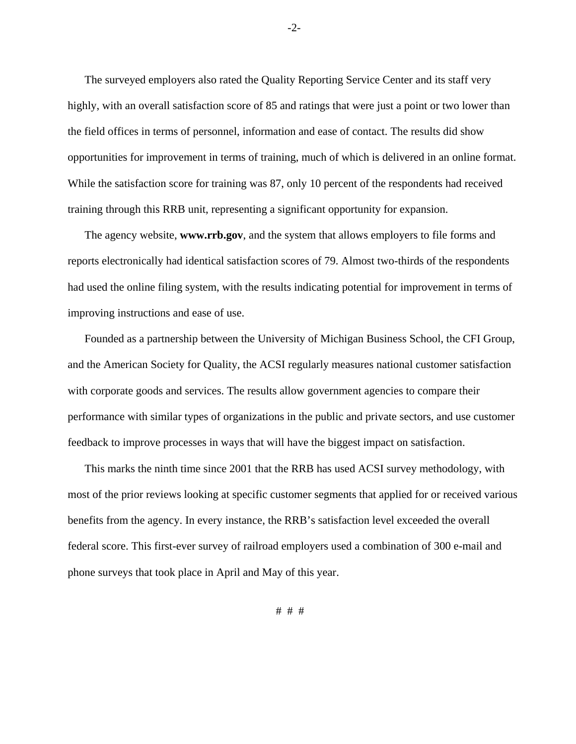The surveyed employers also rated the Quality Reporting Service Center and its staff very highly, with an overall satisfaction score of 85 and ratings that were just a point or two lower than the field offices in terms of personnel, information and ease of contact. The results did show opportunities for improvement in terms of training, much of which is delivered in an online format. While the satisfaction score for training was 87, only 10 percent of the respondents had received training through this RRB unit, representing a significant opportunity for expansion.

The agency website, **www.rrb.gov**, and the system that allows employers to file forms and reports electronically had identical satisfaction scores of 79. Almost two-thirds of the respondents had used the online filing system, with the results indicating potential for improvement in terms of improving instructions and ease of use.

Founded as a partnership between the University of Michigan Business School, the CFI Group, and the American Society for Quality, the ACSI regularly measures national customer satisfaction with corporate goods and services. The results allow government agencies to compare their performance with similar types of organizations in the public and private sectors, and use customer feedback to improve processes in ways that will have the biggest impact on satisfaction.

This marks the ninth time since 2001 that the RRB has used ACSI survey methodology, with most of the prior reviews looking at specific customer segments that applied for or received various benefits from the agency. In every instance, the RRB's satisfaction level exceeded the overall federal score. This first-ever survey of railroad employers used a combination of 300 e-mail and phone surveys that took place in April and May of this year.

# # #